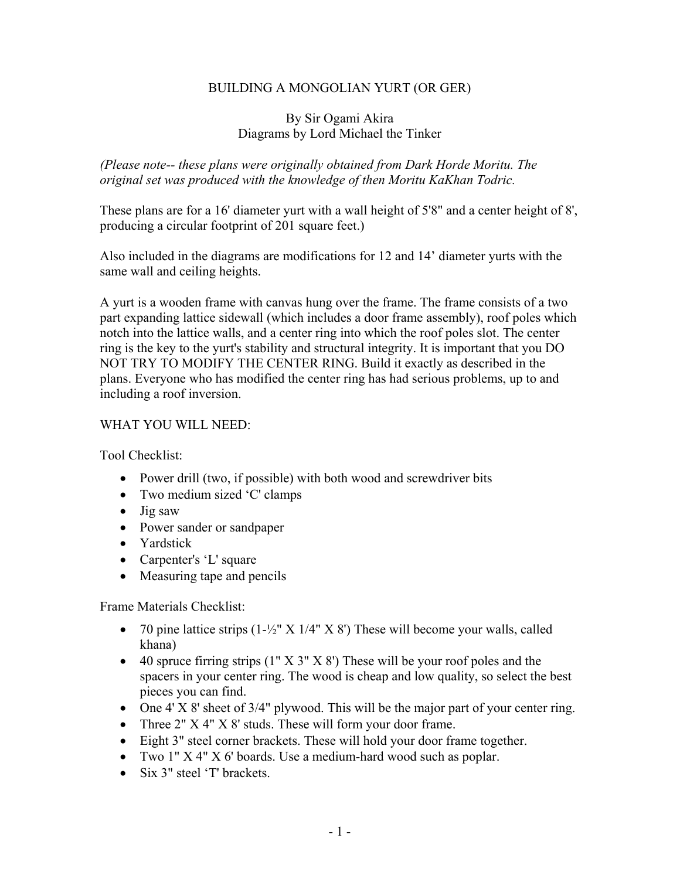# BUILDING A MONGOLIAN YURT (OR GER)

By Sir Ogami Akira
Diagrams by Lord Michael the Tinker

*(Please note-- these plans were originally obtained from Dark Horde Moritu. The original set was produced with the knowledge of then Moritu KaKhan Todric.*

These plans are for a 16' diameter yurt with a wall height of 5'8" and a center height of 8', producing a circular footprint of 201 square feet.)

Also included in the diagrams are modifications for 12 and 14' diameter yurts with the same wall and ceiling heights.

A yurt is a wooden frame with canvas hung over the frame. The frame consists of a two part expanding lattice sidewall (which includes a door frame assembly), roof poles which notch into the lattice walls, and a center ring into which the roof poles slot. The center ring is the key to the yurt's stability and structural integrity. It is important that you DO NOT TRY TO MODIFY THE CENTER RING. Build it exactly as described in the plans. Everyone who has modified the center ring has had serious problems, up to and including a roof inversion.

WHAT YOU WILL NEED:

Tool Checklist:

- Power drill (two, if possible) with both wood and screwdriver bits
- Two medium sized 'C' clamps
- Jig saw
- Power sander or sandpaper
- Yardstick
- Carpenter's 'L' square
- Measuring tape and pencils

Frame Materials Checklist:

- 70 pine lattice strips (1-½" X 1/4" X 8') These will become your walls, called khana)
- 40 spruce firring strips (1" X 3" X 8') These will be your roof poles and the spacers in your center ring. The wood is cheap and low quality, so select the best pieces you can find.
- One 4' X 8' sheet of 3/4" plywood. This will be the major part of your center ring.
- Three 2" X 4" X 8' studs. These will form your door frame.
- Eight 3" steel corner brackets. These will hold your door frame together.
- Two 1" X 4" X 6' boards. Use a medium-hard wood such as poplar.
- Six 3" steel 'T' brackets.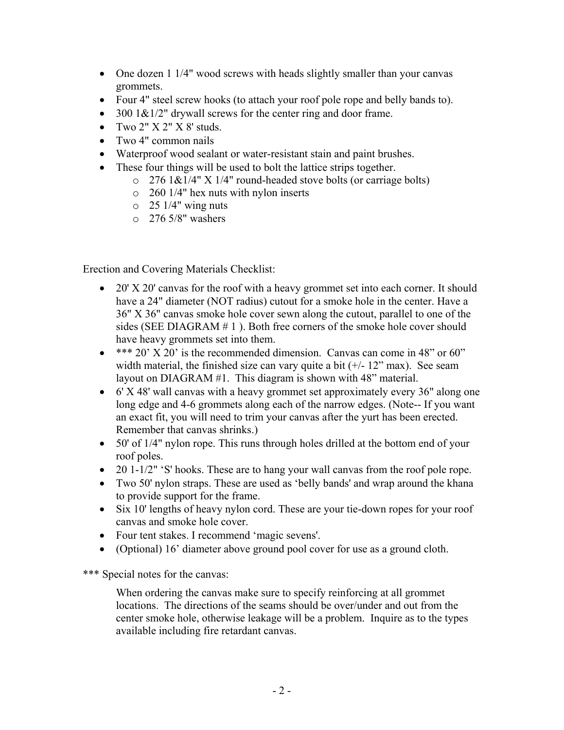- One dozen 1 1/4" wood screws with heads slightly smaller than your canvas grommets.
- Four 4" steel screw hooks (to attach your roof pole rope and belly bands to).
- 300 1&1/2" drywall screws for the center ring and door frame.
- Two 2" X 2" X 8' studs.
- Two 4" common nails
- Waterproof wood sealant or water-resistant stain and paint brushes.
- These four things will be used to bolt the lattice strips together.
  - 276 1&1/4" X 1/4" round-headed stove bolts (or carriage bolts)
  - 260 1/4" hex nuts with nylon inserts
  - 25 1/4" wing nuts
  - 276 5/8" washers

Erection and Covering Materials Checklist:

- 20' X 20' canvas for the roof with a heavy grommet set into each corner. It should have a 24" diameter (NOT radius) cutout for a smoke hole in the center. Have a 36" X 36" canvas smoke hole cover sewn along the cutout, parallel to one of the sides (SEE DIAGRAM # 1 ). Both free corners of the smoke hole cover should have heavy grommets set into them.
- *** 20' X 20' is the recommended dimension. Canvas can come in 48" or 60" width material, the finished size can vary quite a bit (+/- 12" max). See seam layout on DIAGRAM #1. This diagram is shown with 48" material.
- 6' X 48' wall canvas with a heavy grommet set approximately every 36" along one long edge and 4-6 grommets along each of the narrow edges. (Note-- If you want an exact fit, you will need to trim your canvas after the yurt has been erected. Remember that canvas shrinks.)
- 50' of 1/4" nylon rope. This runs through holes drilled at the bottom end of your roof poles.
- 20 1-1/2" 'S' hooks. These are to hang your wall canvas from the roof pole rope.
- Two 50' nylon straps. These are used as 'belly bands' and wrap around the khana to provide support for the frame.
- Six 10' lengths of heavy nylon cord. These are your tie-down ropes for your roof canvas and smoke hole cover.
- Four tent stakes. I recommend 'magic sevens'.
- (Optional) 16' diameter above ground pool cover for use as a ground cloth.

*** Special notes for the canvas:

When ordering the canvas make sure to specify reinforcing at all grommet locations. The directions of the seams should be over/under and out from the center smoke hole, otherwise leakage will be a problem. Inquire as to the types available including fire retardant canvas.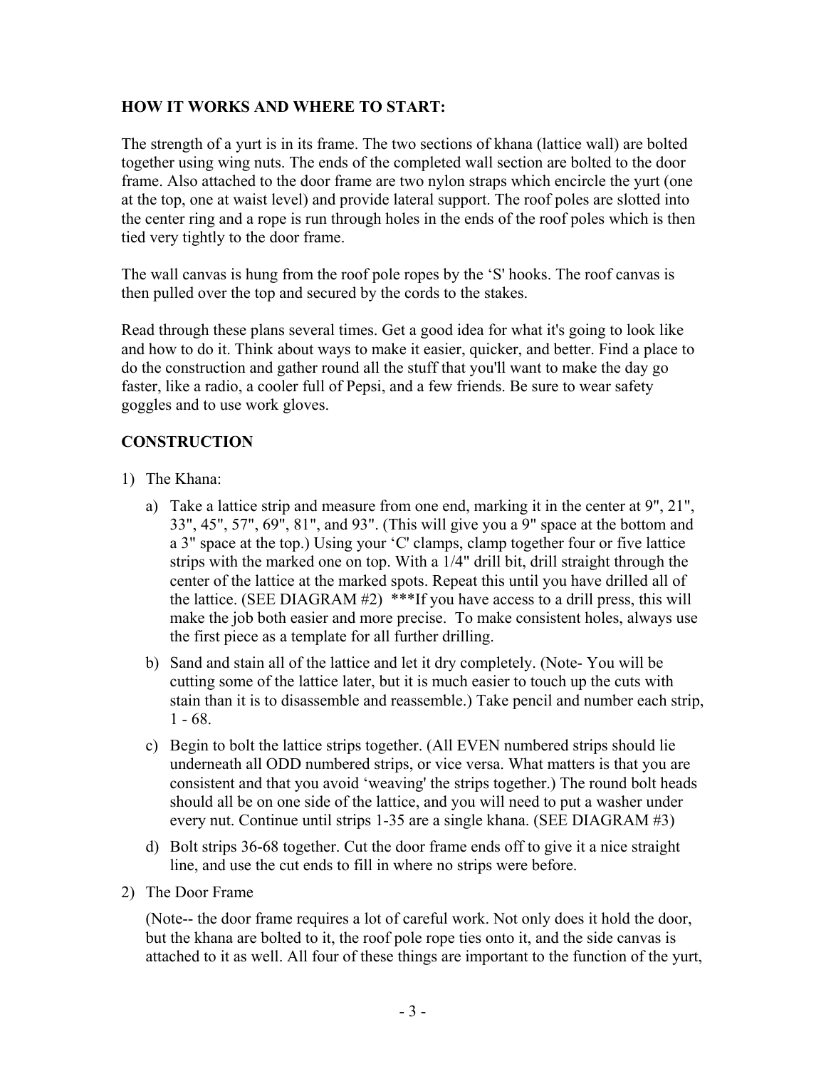**HOW IT WORKS AND WHERE TO START:**

The strength of a yurt is in its frame. The two sections of khana (lattice wall) are bolted together using wing nuts. The ends of the completed wall section are bolted to the door frame. Also attached to the door frame are two nylon straps which encircle the yurt (one at the top, one at waist level) and provide lateral support. The roof poles are slotted into the center ring and a rope is run through holes in the ends of the roof poles which is then tied very tightly to the door frame.

The wall canvas is hung from the roof pole ropes by the 'S' hooks. The roof canvas is then pulled over the top and secured by the cords to the stakes.

Read through these plans several times. Get a good idea for what it's going to look like and how to do it. Think about ways to make it easier, quicker, and better. Find a place to do the construction and gather round all the stuff that you'll want to make the day go faster, like a radio, a cooler full of Pepsi, and a few friends. Be sure to wear safety goggles and to use work gloves.

**CONSTRUCTION**

1) The Khana:

   a) Take a lattice strip and measure from one end, marking it in the center at 9", 21", 33", 45", 57", 69", 81", and 93". (This will give you a 9" space at the bottom and a 3" space at the top.) Using your 'C' clamps, clamp together four or five lattice strips with the marked one on top. With a 1/4" drill bit, drill straight through the center of the lattice at the marked spots. Repeat this until you have drilled all of the lattice. (SEE DIAGRAM #2) ***If you have access to a drill press, this will make the job both easier and more precise. To make consistent holes, always use the first piece as a template for all further drilling.

   b) Sand and stain all of the lattice and let it dry completely. (Note- You will be cutting some of the lattice later, but it is much easier to touch up the cuts with stain than it is to disassemble and reassemble.) Take pencil and number each strip, 1 - 68.

   c) Begin to bolt the lattice strips together. (All EVEN numbered strips should lie underneath all ODD numbered strips, or vice versa. What matters is that you are consistent and that you avoid 'weaving' the strips together.) The round bolt heads should all be on one side of the lattice, and you will need to put a washer under every nut. Continue until strips 1-35 are a single khana. (SEE DIAGRAM #3)

   d) Bolt strips 36-68 together. Cut the door frame ends off to give it a nice straight line, and use the cut ends to fill in where no strips were before.

2) The Door Frame

   (Note-- the door frame requires a lot of careful work. Not only does it hold the door, but the khana are bolted to it, the roof pole rope ties onto it, and the side canvas is attached to it as well. All four of these things are important to the function of the yurt,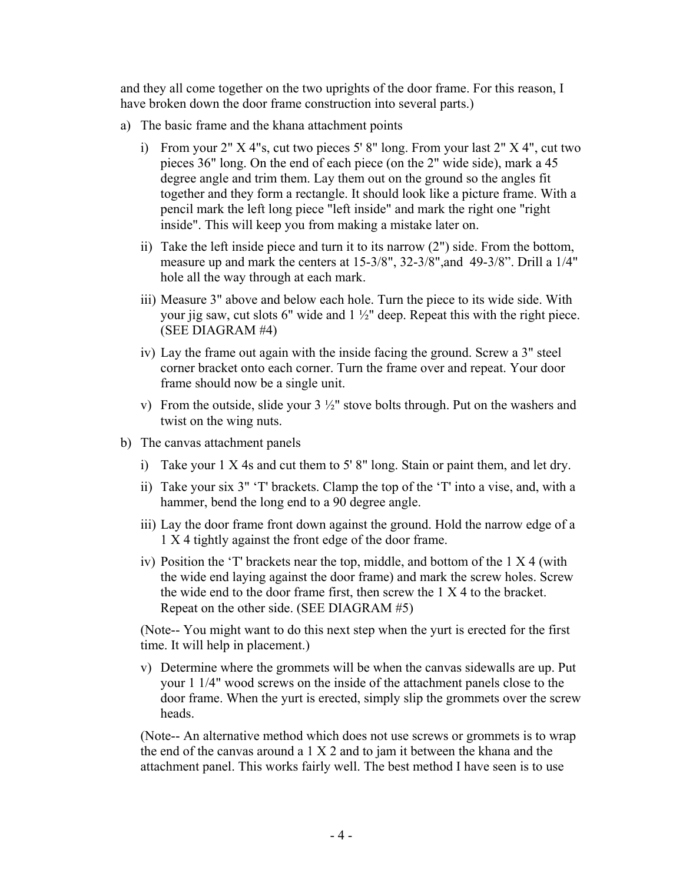and they all come together on the two uprights of the door frame. For this reason, I have broken down the door frame construction into several parts.)

a) The basic frame and the khana attachment points

   i) From your 2" X 4"s, cut two pieces 5' 8" long. From your last 2" X 4", cut two pieces 36" long. On the end of each piece (on the 2" wide side), mark a 45 degree angle and trim them. Lay them out on the ground so the angles fit together and they form a rectangle. It should look like a picture frame. With a pencil mark the left long piece "left inside" and mark the right one "right inside". This will keep you from making a mistake later on.

   ii) Take the left inside piece and turn it to its narrow (2") side. From the bottom, measure up and mark the centers at 15-3/8", 32-3/8",and 49-3/8". Drill a 1/4" hole all the way through at each mark.

   iii) Measure 3" above and below each hole. Turn the piece to its wide side. With your jig saw, cut slots 6" wide and 1 ½" deep. Repeat this with the right piece. (SEE DIAGRAM #4)

   iv) Lay the frame out again with the inside facing the ground. Screw a 3" steel corner bracket onto each corner. Turn the frame over and repeat. Your door frame should now be a single unit.

   v) From the outside, slide your 3 ½" stove bolts through. Put on the washers and twist on the wing nuts.

b) The canvas attachment panels

   i) Take your 1 X 4s and cut them to 5' 8" long. Stain or paint them, and let dry.

   ii) Take your six 3" 'T' brackets. Clamp the top of the 'T' into a vise, and, with a hammer, bend the long end to a 90 degree angle.

   iii) Lay the door frame front down against the ground. Hold the narrow edge of a 1 X 4 tightly against the front edge of the door frame.

   iv) Position the 'T' brackets near the top, middle, and bottom of the 1 X 4 (with the wide end laying against the door frame) and mark the screw holes. Screw the wide end to the door frame first, then screw the 1 X 4 to the bracket. Repeat on the other side. (SEE DIAGRAM #5)

   (Note-- You might want to do this next step when the yurt is erected for the first time. It will help in placement.)

   v) Determine where the grommets will be when the canvas sidewalls are up. Put your 1 1/4" wood screws on the inside of the attachment panels close to the door frame. When the yurt is erected, simply slip the grommets over the screw heads.

   (Note-- An alternative method which does not use screws or grommets is to wrap the end of the canvas around a 1 X 2 and to jam it between the khana and the attachment panel. This works fairly well. The best method I have seen is to use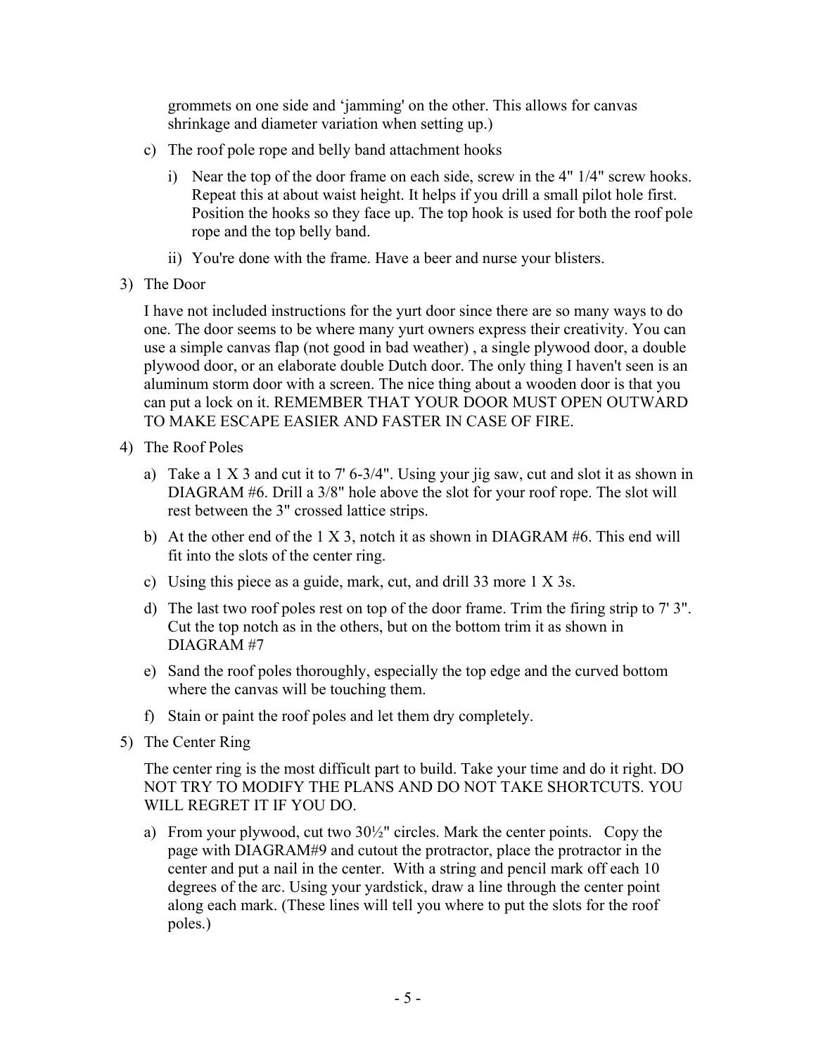grommets on one side and 'jamming' on the other. This allows for canvas shrinkage and diameter variation when setting up.)

c) The roof pole rope and belly band attachment hooks

   i) Near the top of the door frame on each side, screw in the 4" 1/4" screw hooks. Repeat this at about waist height. It helps if you drill a small pilot hole first. Position the hooks so they face up. The top hook is used for both the roof pole rope and the top belly band.

   ii) You're done with the frame. Have a beer and nurse your blisters.

3) The Door

I have not included instructions for the yurt door since there are so many ways to do one. The door seems to be where many yurt owners express their creativity. You can use a simple canvas flap (not good in bad weather) , a single plywood door, a double plywood door, or an elaborate double Dutch door. The only thing I haven't seen is an aluminum storm door with a screen. The nice thing about a wooden door is that you can put a lock on it. REMEMBER THAT YOUR DOOR MUST OPEN OUTWARD TO MAKE ESCAPE EASIER AND FASTER IN CASE OF FIRE.

4) The Roof Poles

a) Take a 1 X 3 and cut it to 7' 6-3/4". Using your jig saw, cut and slot it as shown in DIAGRAM #6. Drill a 3/8" hole above the slot for your roof rope. The slot will rest between the 3" crossed lattice strips.

b) At the other end of the 1 X 3, notch it as shown in DIAGRAM #6. This end will fit into the slots of the center ring.

c) Using this piece as a guide, mark, cut, and drill 33 more 1 X 3s.

d) The last two roof poles rest on top of the door frame. Trim the firing strip to 7' 3". Cut the top notch as in the others, but on the bottom trim it as shown in DIAGRAM #7

e) Sand the roof poles thoroughly, especially the top edge and the curved bottom where the canvas will be touching them.

f) Stain or paint the roof poles and let them dry completely.

5) The Center Ring

The center ring is the most difficult part to build. Take your time and do it right. DO NOT TRY TO MODIFY THE PLANS AND DO NOT TAKE SHORTCUTS. YOU WILL REGRET IT IF YOU DO.

a) From your plywood, cut two 30½" circles. Mark the center points. Copy the page with DIAGRAM#9 and cutout the protractor, place the protractor in the center and put a nail in the center. With a string and pencil mark off each 10 degrees of the arc. Using your yardstick, draw a line through the center point along each mark. (These lines will tell you where to put the slots for the roof poles.)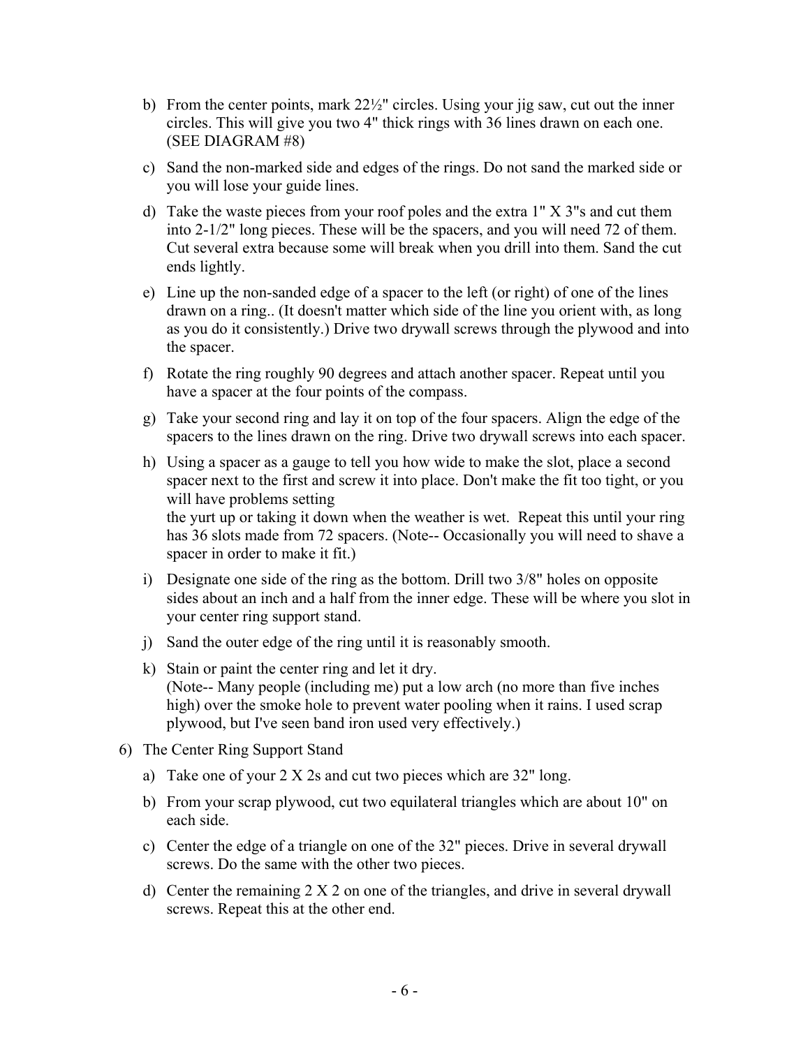b) From the center points, mark 22½" circles. Using your jig saw, cut out the inner circles. This will give you two 4" thick rings with 36 lines drawn on each one. (SEE DIAGRAM #8)

c) Sand the non-marked side and edges of the rings. Do not sand the marked side or you will lose your guide lines.

d) Take the waste pieces from your roof poles and the extra 1" X 3"s and cut them into 2-1/2" long pieces. These will be the spacers, and you will need 72 of them. Cut several extra because some will break when you drill into them. Sand the cut ends lightly.

e) Line up the non-sanded edge of a spacer to the left (or right) of one of the lines drawn on a ring.. (It doesn't matter which side of the line you orient with, as long as you do it consistently.) Drive two drywall screws through the plywood and into the spacer.

f) Rotate the ring roughly 90 degrees and attach another spacer. Repeat until you have a spacer at the four points of the compass.

g) Take your second ring and lay it on top of the four spacers. Align the edge of the spacers to the lines drawn on the ring. Drive two drywall screws into each spacer.

h) Using a spacer as a gauge to tell you how wide to make the slot, place a second spacer next to the first and screw it into place. Don't make the fit too tight, or you will have problems setting
the yurt up or taking it down when the weather is wet. Repeat this until your ring has 36 slots made from 72 spacers. (Note-- Occasionally you will need to shave a spacer in order to make it fit.)

i) Designate one side of the ring as the bottom. Drill two 3/8" holes on opposite sides about an inch and a half from the inner edge. These will be where you slot in your center ring support stand.

j) Sand the outer edge of the ring until it is reasonably smooth.

k) Stain or paint the center ring and let it dry.
(Note-- Many people (including me) put a low arch (no more than five inches high) over the smoke hole to prevent water pooling when it rains. I used scrap plywood, but I've seen band iron used very effectively.)

6) The Center Ring Support Stand

a) Take one of your 2 X 2s and cut two pieces which are 32" long.

b) From your scrap plywood, cut two equilateral triangles which are about 10" on each side.

c) Center the edge of a triangle on one of the 32" pieces. Drive in several drywall screws. Do the same with the other two pieces.

d) Center the remaining 2 X 2 on one of the triangles, and drive in several drywall screws. Repeat this at the other end.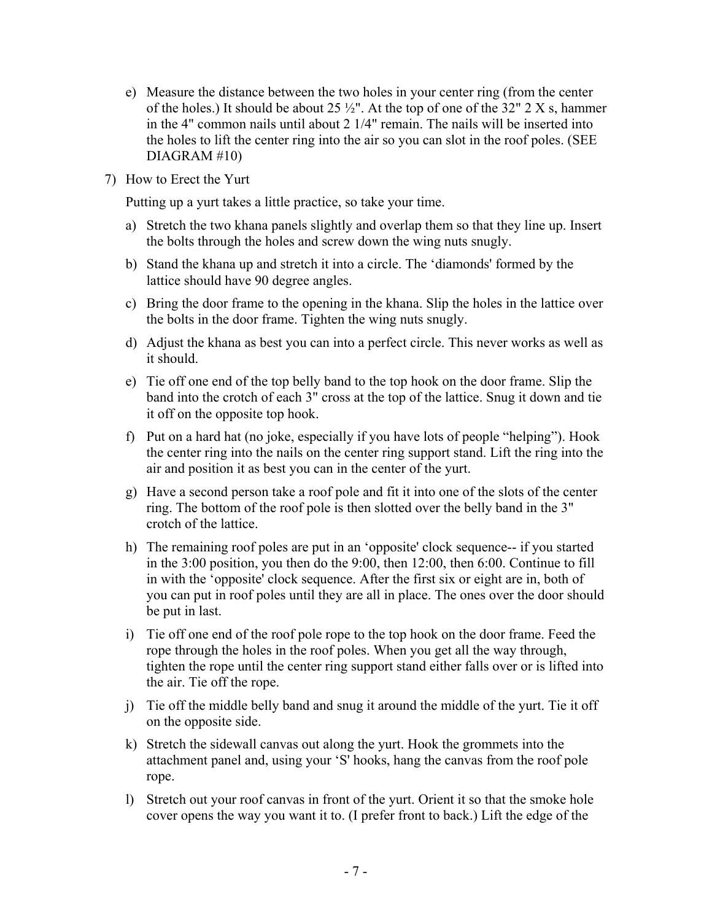e) Measure the distance between the two holes in your center ring (from the center of the holes.) It should be about 25 ½". At the top of one of the 32" 2 X s, hammer in the 4" common nails until about 2 1/4" remain. The nails will be inserted into the holes to lift the center ring into the air so you can slot in the roof poles. (SEE DIAGRAM #10)

7) How to Erect the Yurt

Putting up a yurt takes a little practice, so take your time.

a) Stretch the two khana panels slightly and overlap them so that they line up. Insert the bolts through the holes and screw down the wing nuts snugly.

b) Stand the khana up and stretch it into a circle. The 'diamonds' formed by the lattice should have 90 degree angles.

c) Bring the door frame to the opening in the khana. Slip the holes in the lattice over the bolts in the door frame. Tighten the wing nuts snugly.

d) Adjust the khana as best you can into a perfect circle. This never works as well as it should.

e) Tie off one end of the top belly band to the top hook on the door frame. Slip the band into the crotch of each 3" cross at the top of the lattice. Snug it down and tie it off on the opposite top hook.

f) Put on a hard hat (no joke, especially if you have lots of people "helping"). Hook the center ring into the nails on the center ring support stand. Lift the ring into the air and position it as best you can in the center of the yurt.

g) Have a second person take a roof pole and fit it into one of the slots of the center ring. The bottom of the roof pole is then slotted over the belly band in the 3" crotch of the lattice.

h) The remaining roof poles are put in an 'opposite' clock sequence-- if you started in the 3:00 position, you then do the 9:00, then 12:00, then 6:00. Continue to fill in with the 'opposite' clock sequence. After the first six or eight are in, both of you can put in roof poles until they are all in place. The ones over the door should be put in last.

i) Tie off one end of the roof pole rope to the top hook on the door frame. Feed the rope through the holes in the roof poles. When you get all the way through, tighten the rope until the center ring support stand either falls over or is lifted into the air. Tie off the rope.

j) Tie off the middle belly band and snug it around the middle of the yurt. Tie it off on the opposite side.

k) Stretch the sidewall canvas out along the yurt. Hook the grommets into the attachment panel and, using your 'S' hooks, hang the canvas from the roof pole rope.

l) Stretch out your roof canvas in front of the yurt. Orient it so that the smoke hole cover opens the way you want it to. (I prefer front to back.) Lift the edge of the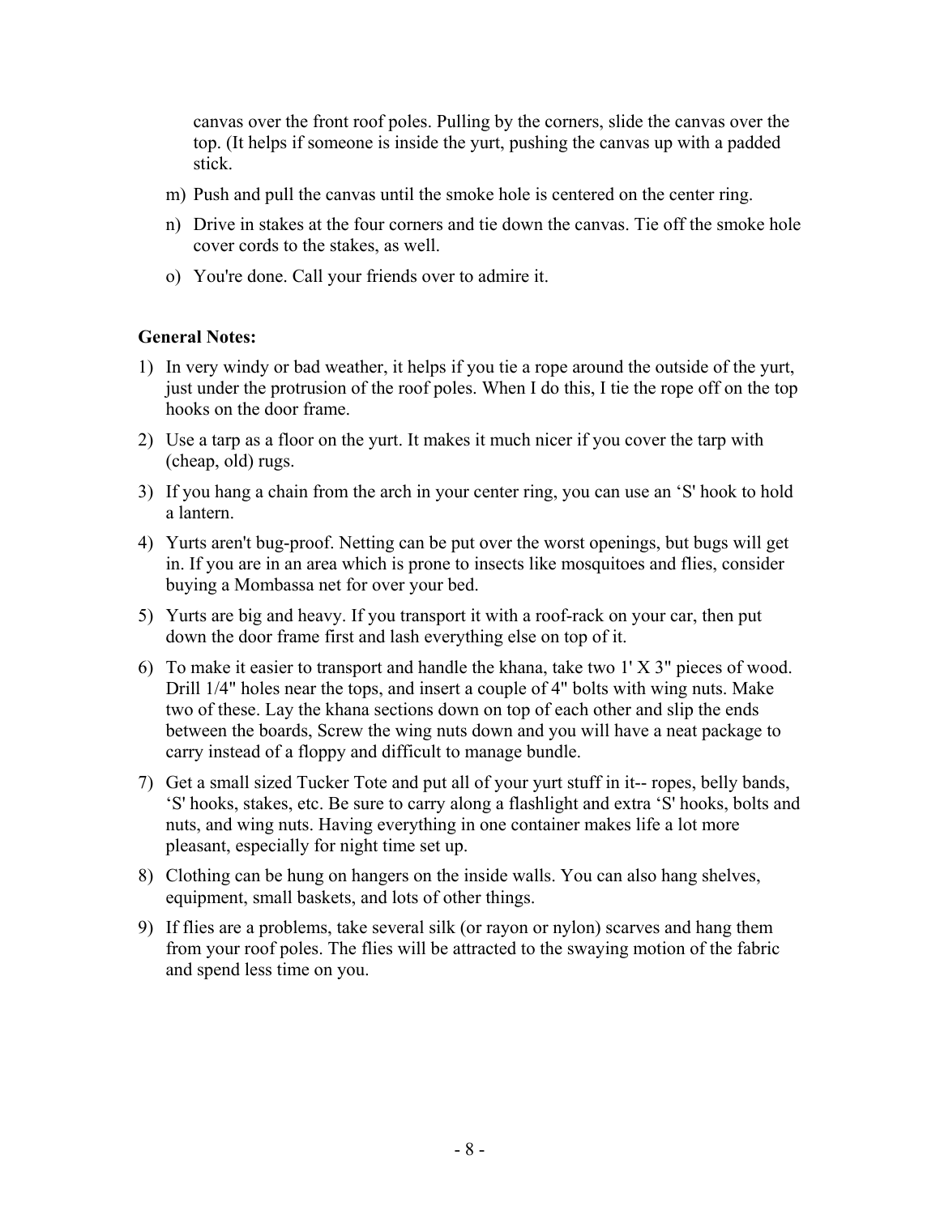canvas over the front roof poles. Pulling by the corners, slide the canvas over the top. (It helps if someone is inside the yurt, pushing the canvas up with a padded stick.

m) Push and pull the canvas until the smoke hole is centered on the center ring.

n) Drive in stakes at the four corners and tie down the canvas. Tie off the smoke hole cover cords to the stakes, as well.

o) You're done. Call your friends over to admire it.

**General Notes:**

1) In very windy or bad weather, it helps if you tie a rope around the outside of the yurt, just under the protrusion of the roof poles. When I do this, I tie the rope off on the top hooks on the door frame.

2) Use a tarp as a floor on the yurt. It makes it much nicer if you cover the tarp with (cheap, old) rugs.

3) If you hang a chain from the arch in your center ring, you can use an ‘S' hook to hold a lantern.

4) Yurts aren't bug-proof. Netting can be put over the worst openings, but bugs will get in. If you are in an area which is prone to insects like mosquitoes and flies, consider buying a Mombassa net for over your bed.

5) Yurts are big and heavy. If you transport it with a roof-rack on your car, then put down the door frame first and lash everything else on top of it.

6) To make it easier to transport and handle the khana, take two 1' X 3" pieces of wood. Drill 1/4" holes near the tops, and insert a couple of 4" bolts with wing nuts. Make two of these. Lay the khana sections down on top of each other and slip the ends between the boards, Screw the wing nuts down and you will have a neat package to carry instead of a floppy and difficult to manage bundle.

7) Get a small sized Tucker Tote and put all of your yurt stuff in it-- ropes, belly bands, ‘S' hooks, stakes, etc. Be sure to carry along a flashlight and extra ‘S' hooks, bolts and nuts, and wing nuts. Having everything in one container makes life a lot more pleasant, especially for night time set up.

8) Clothing can be hung on hangers on the inside walls. You can also hang shelves, equipment, small baskets, and lots of other things.

9) If flies are a problems, take several silk (or rayon or nylon) scarves and hang them from your roof poles. The flies will be attracted to the swaying motion of the fabric and spend less time on you.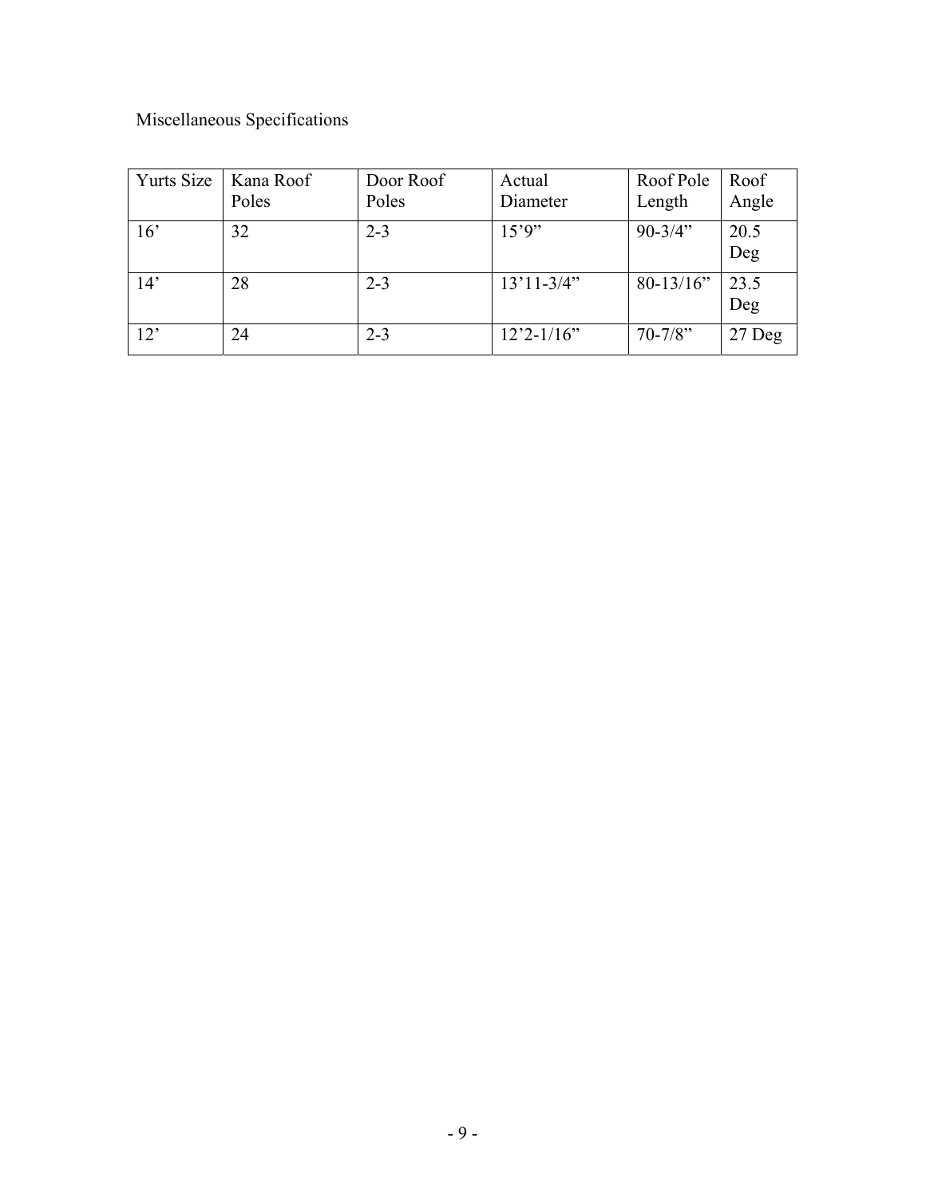Miscellaneous Specifications

| Yurts Size | Kana Roof Poles | Door Roof Poles | Actual Diameter | Roof Pole Length | Roof Angle |
|---|---|---|---|---|---|
| 16’ | 32 | 2-3 | 15’9” | 90-3/4” | 20.5 Deg |
| 14’ | 28 | 2-3 | 13’11-3/4” | 80-13/16” | 23.5 Deg |
| 12’ | 24 | 2-3 | 12’2-1/16” | 70-7/8” | 27 Deg |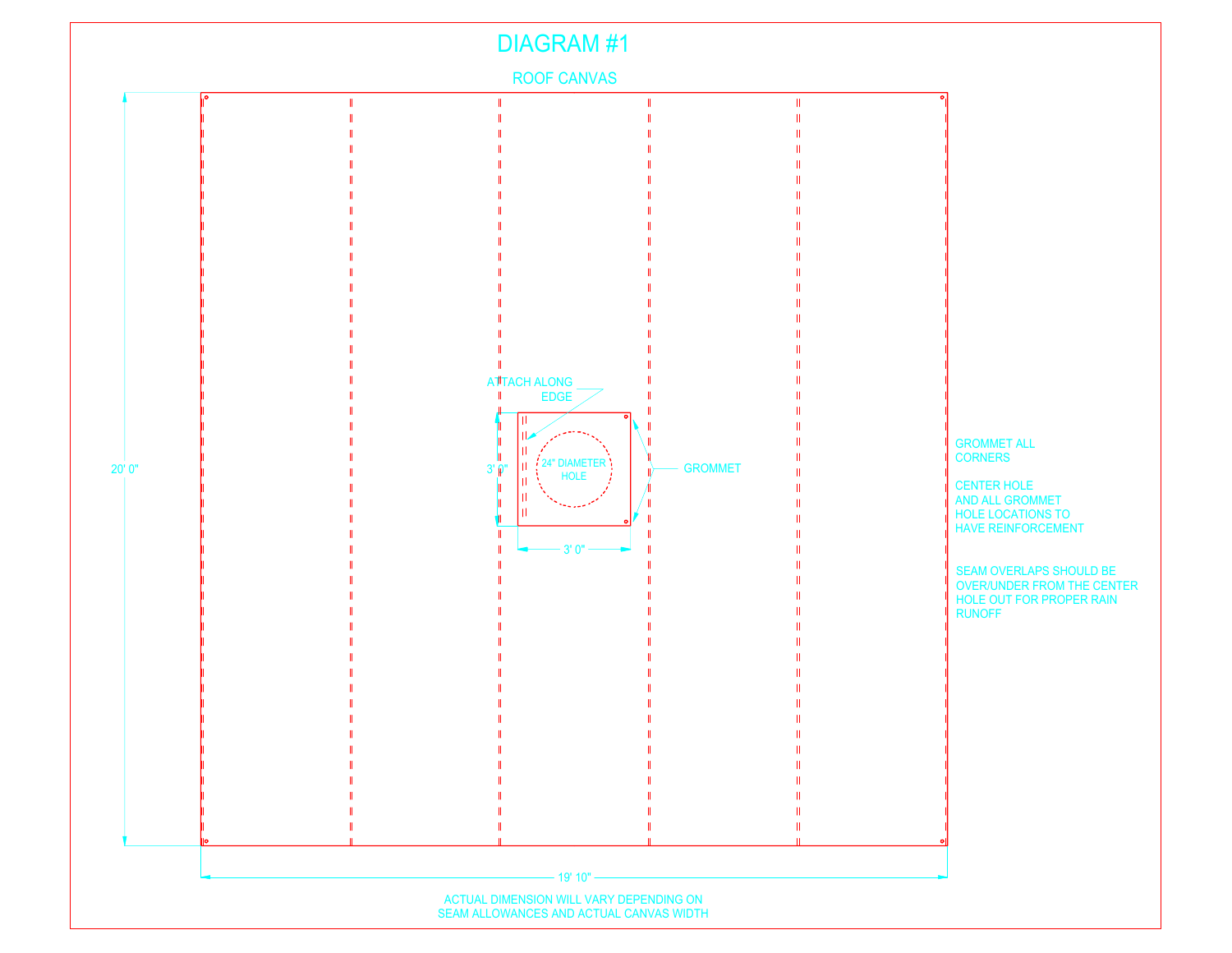# DIAGRAM #1

ROOF CANVAS

ATTACH ALONG EDGE

24" DIAMETER HOLE

GROMMET

3' 0"

3' 0"

20' 0"

19' 10"

GROMMET ALL CORNERS

CENTER HOLE AND ALL GROMMET HOLE LOCATIONS TO HAVE REINFORCEMENT

SEAM OVERLAPS SHOULD BE OVER/UNDER FROM THE CENTER HOLE OUT FOR PROPER RAIN RUNOFF

ACTUAL DIMENSION WILL VARY DEPENDING ON SEAM ALLOWANCES AND ACTUAL CANVAS WIDTH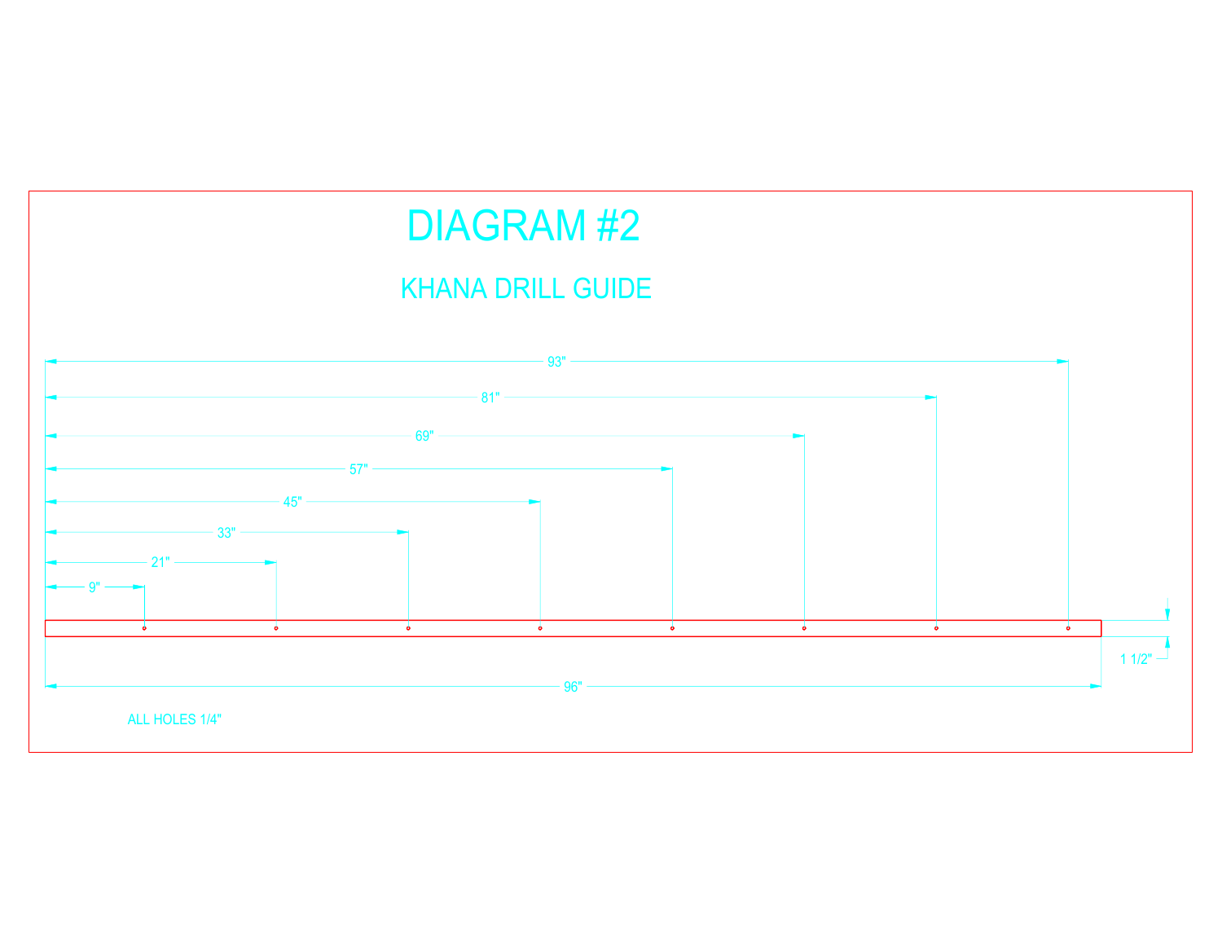# DIAGRAM #2

## KHANA DRILL GUIDE

93"

81"

69"

57"

45"

33"

21"

9"

1 1/2"

96"

ALL HOLES 1/4"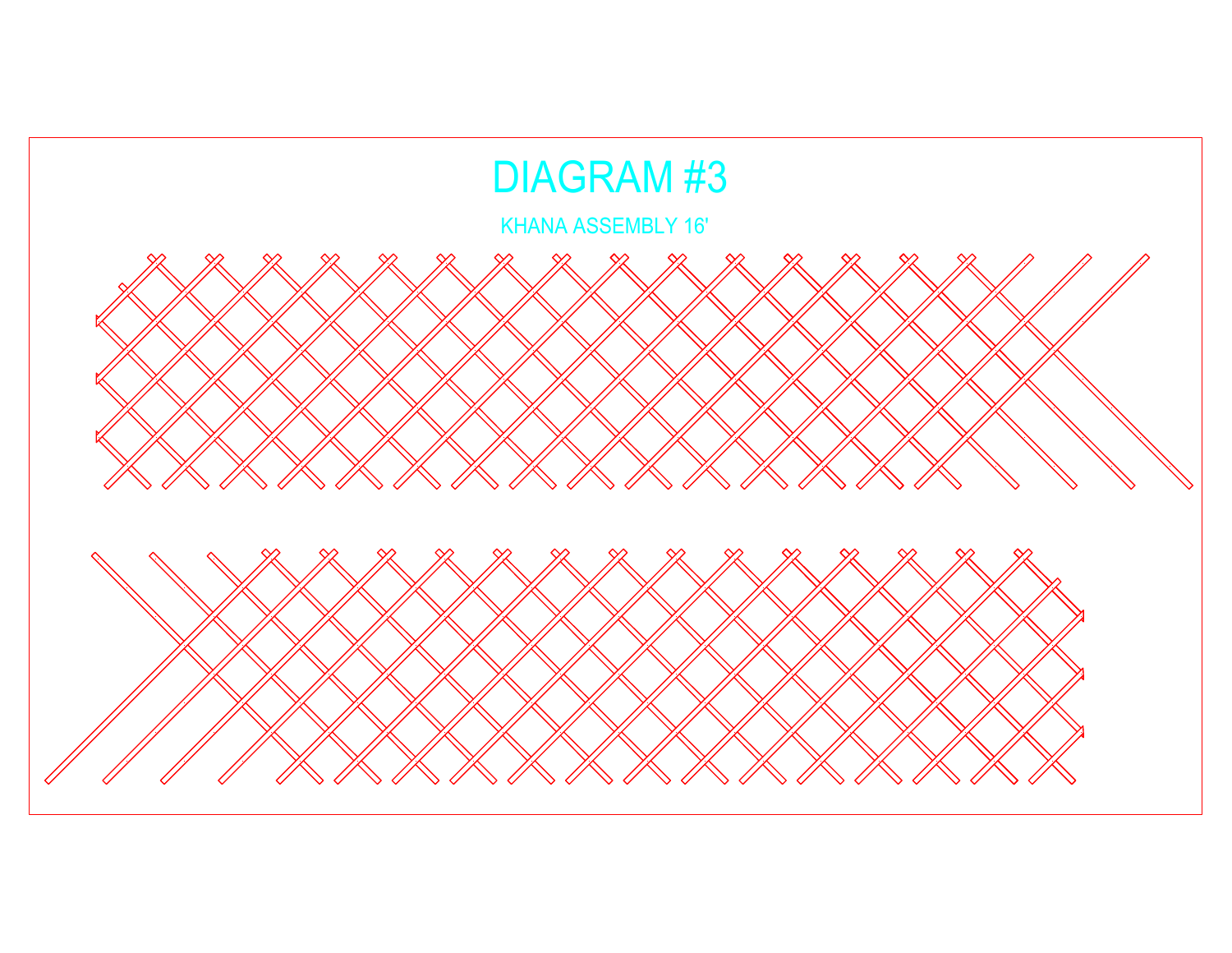# DIAGRAM #3

KHANA ASSEMBLY 16'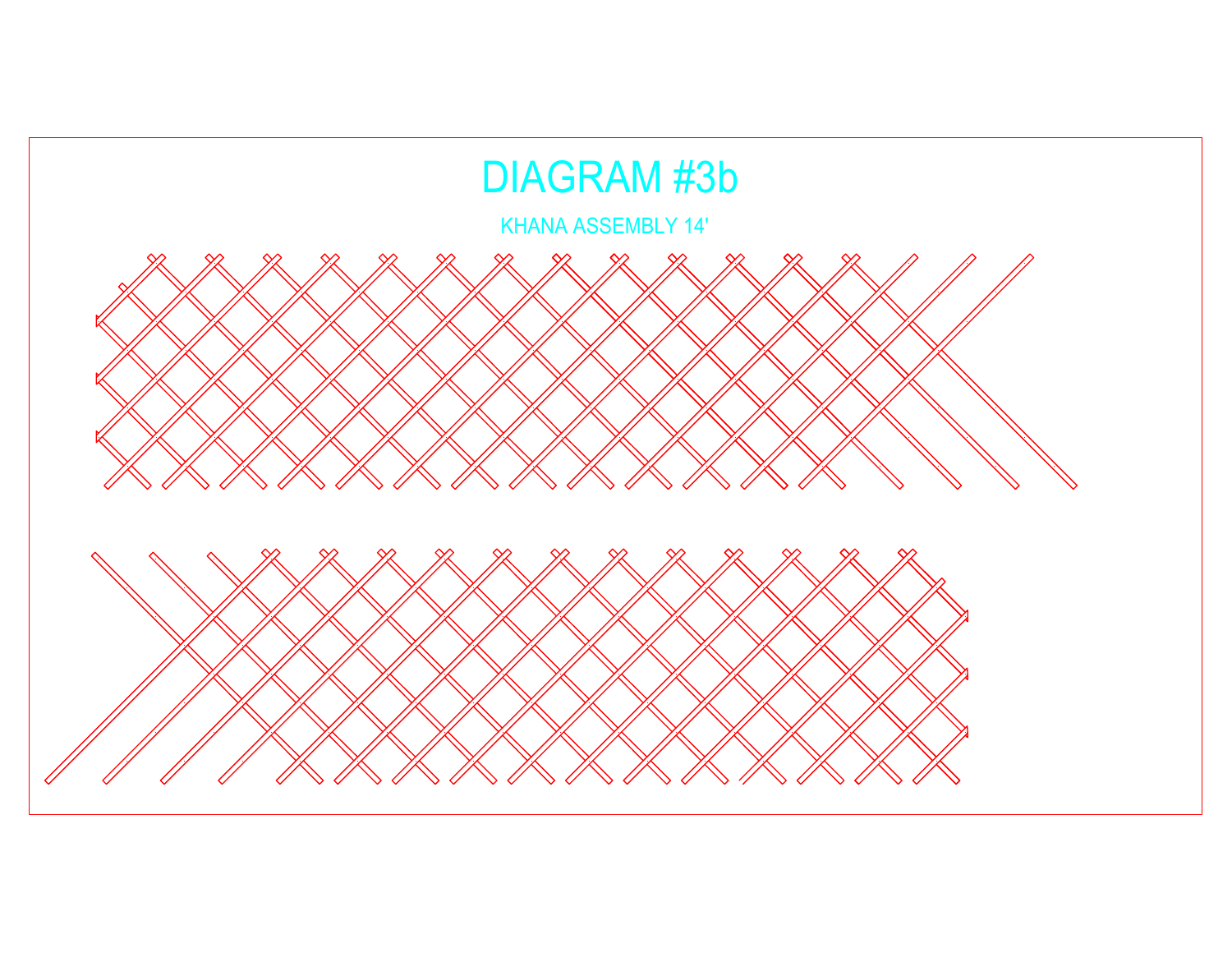# DIAGRAM #3b

KHANA ASSEMBLY 14'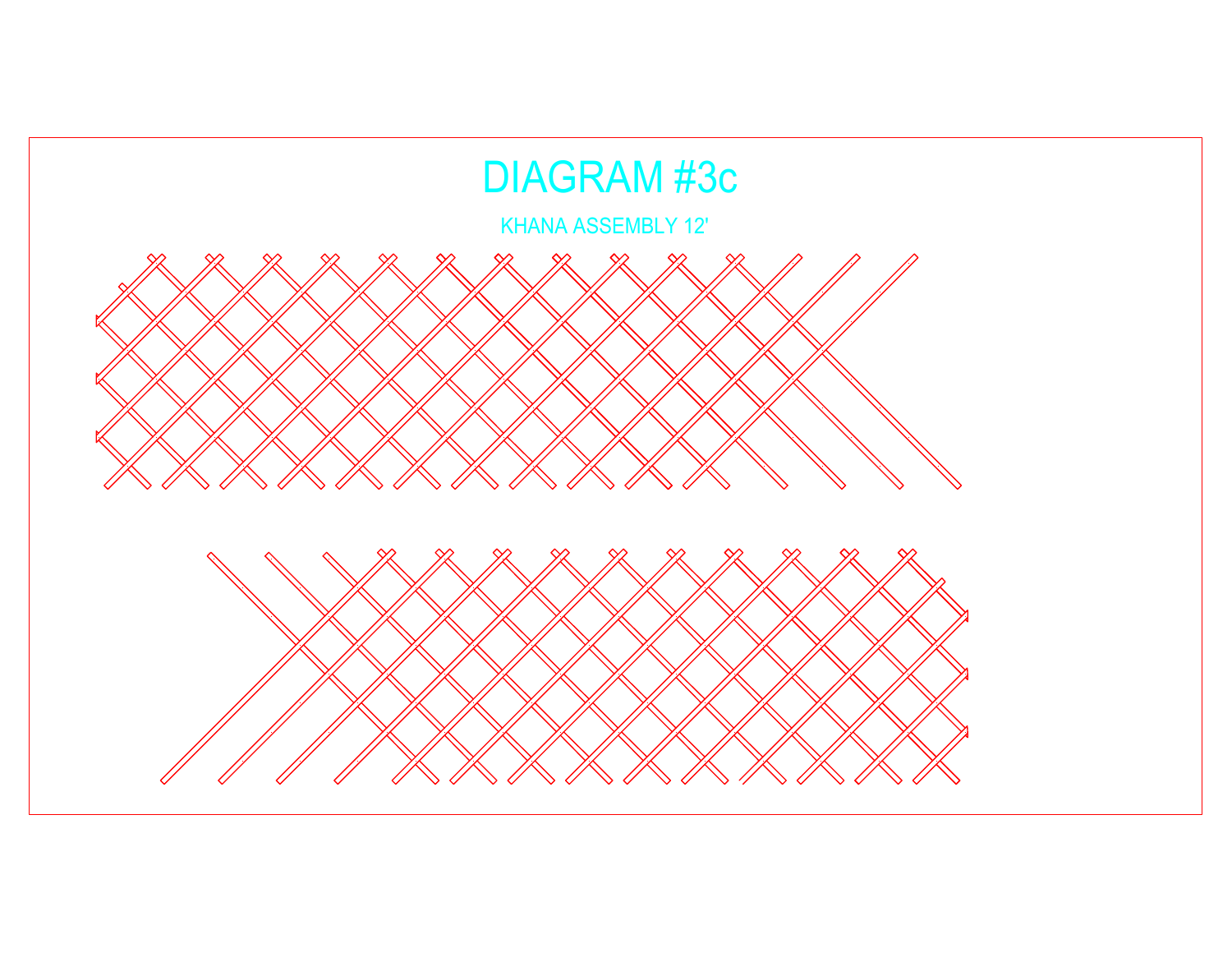# DIAGRAM #3c

KHANA ASSEMBLY 12'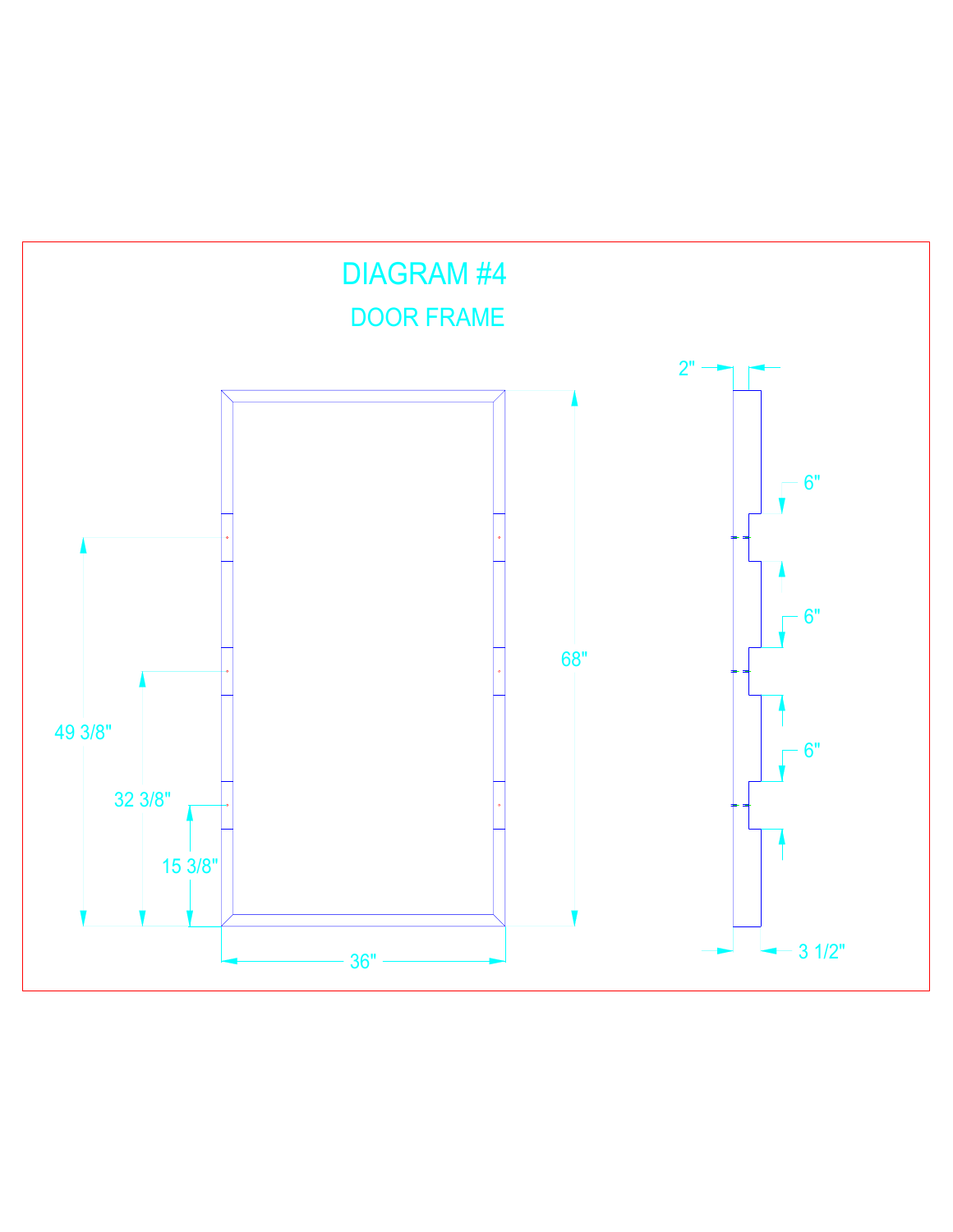# DIAGRAM #4

## DOOR FRAME

2"

6"

6"

6"

49 3/8"

32 3/8"

15 3/8"

68"

36"

3 1/2"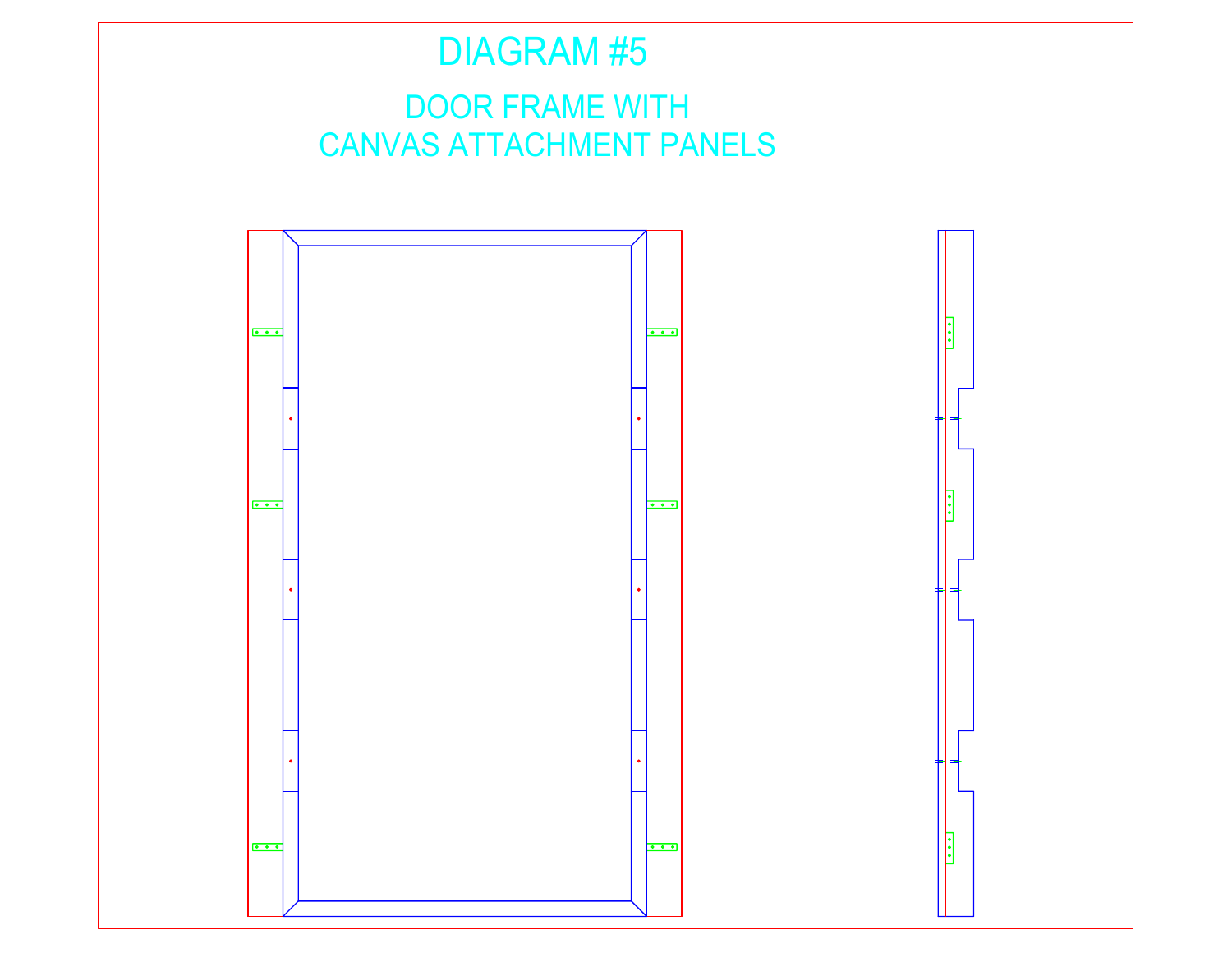# DIAGRAM #5

## DOOR FRAME WITH CANVAS ATTACHMENT PANELS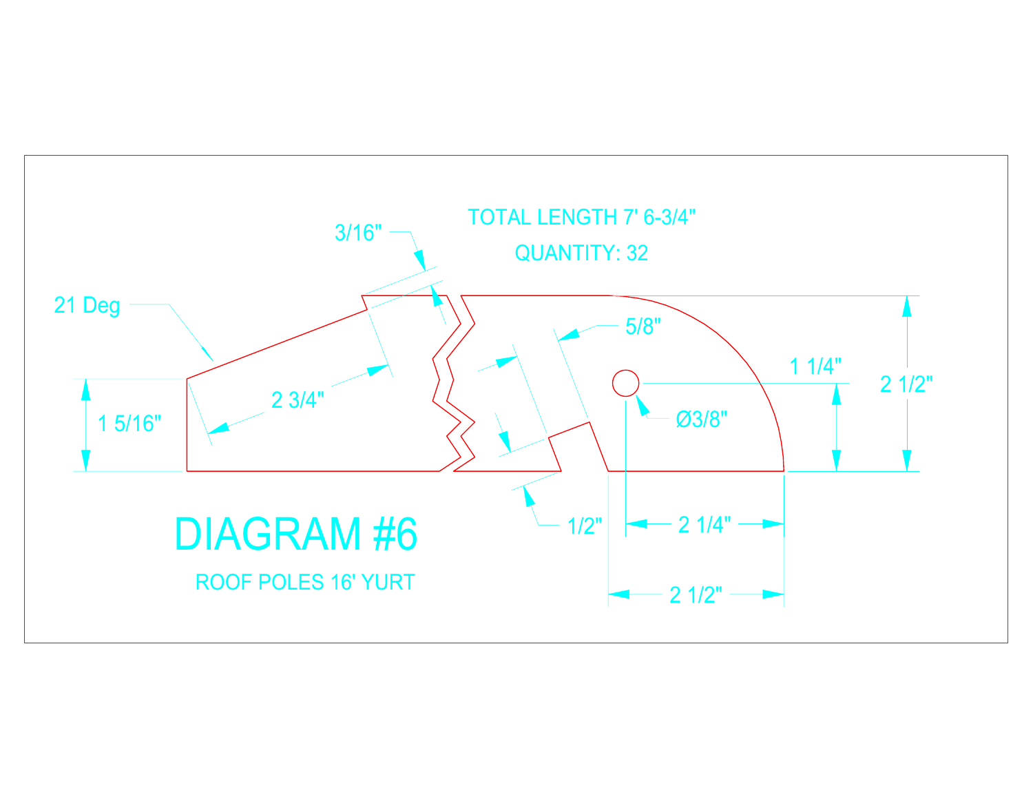TOTAL LENGTH 7' 6-3/4"

QUANTITY: 32

3/16"

21 Deg

2 3/4"

1 5/16"

5/8"

1 1/4"

2 1/2"

Ø3/8"

1/2"

2 1/4"

2 1/2"

# DIAGRAM #6

ROOF POLES 16' YURT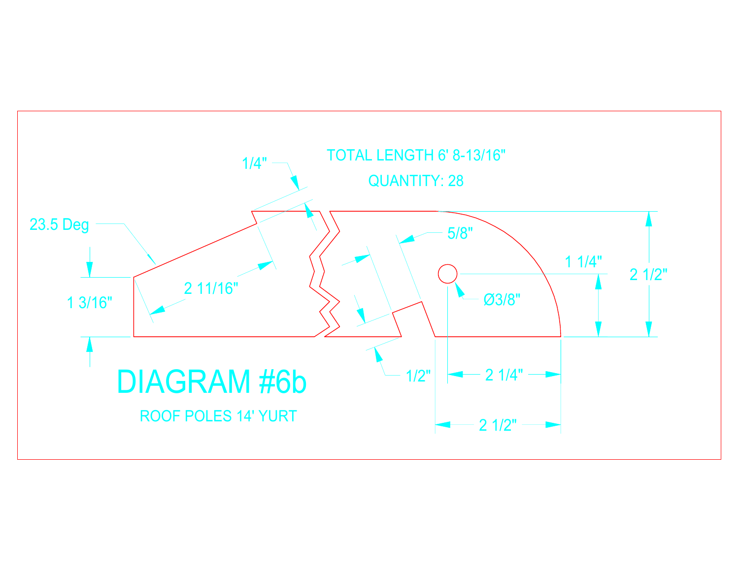TOTAL LENGTH 6' 8-13/16"

QUANTITY: 28

1/4"

23.5 Deg

5/8"

1 1/4"

2 1/2"

2 11/16"

1 3/16"

Ø3/8"

1/2"

2 1/4"

2 1/2"

# DIAGRAM #6b

ROOF POLES 14' YURT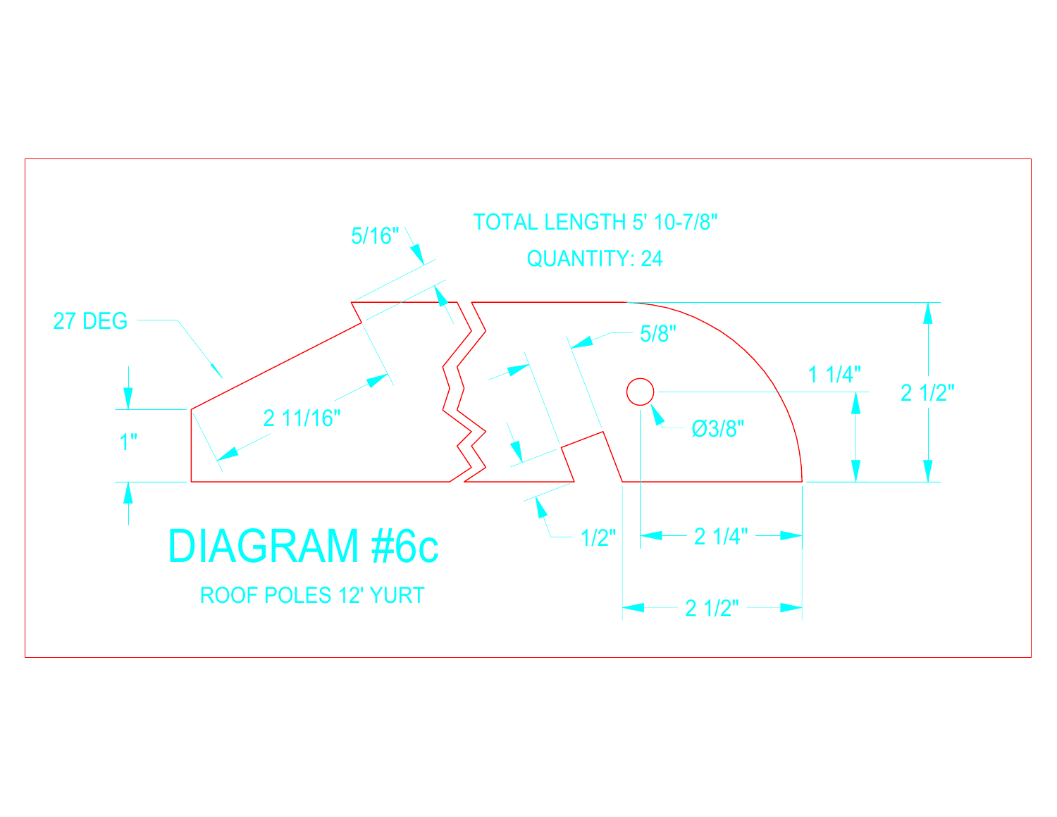TOTAL LENGTH 5' 10-7/8"

QUANTITY: 24

5/16"

27 DEG

5/8"

1 1/4"

2 1/2"

1"

2 11/16"

Ø3/8"

1/2"

2 1/4"

2 1/2"

# DIAGRAM #6c

ROOF POLES 12' YURT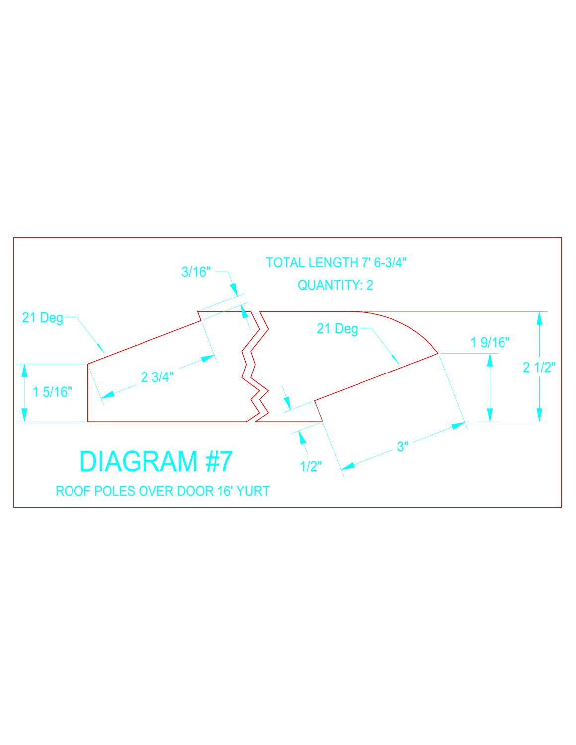TOTAL LENGTH 7' 6-3/4"

QUANTITY: 2

3/16"

21 Deg

2 3/4"

1 5/16"

21 Deg

1 9/16"

2 1/2"

3"

1/2"

# DIAGRAM #7

ROOF POLES OVER DOOR 16' YURT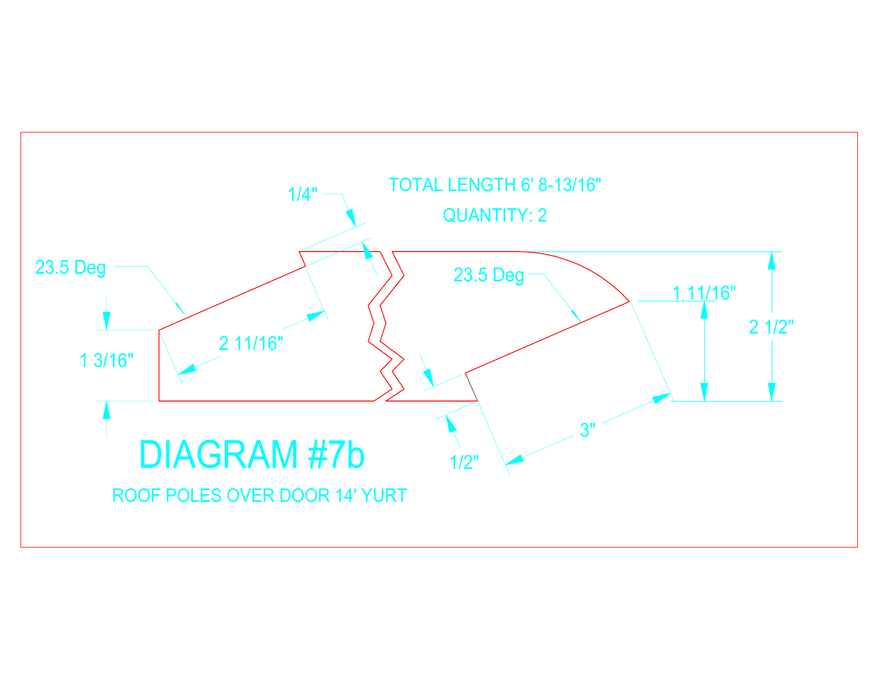TOTAL LENGTH 6' 8-13/16"

QUANTITY: 2

1/4"

23.5 Deg

23.5 Deg

2 11/16"

1 11/16"

2 1/2"

1 3/16"

3"

1/2"

# DIAGRAM #7b

ROOF POLES OVER DOOR 14' YURT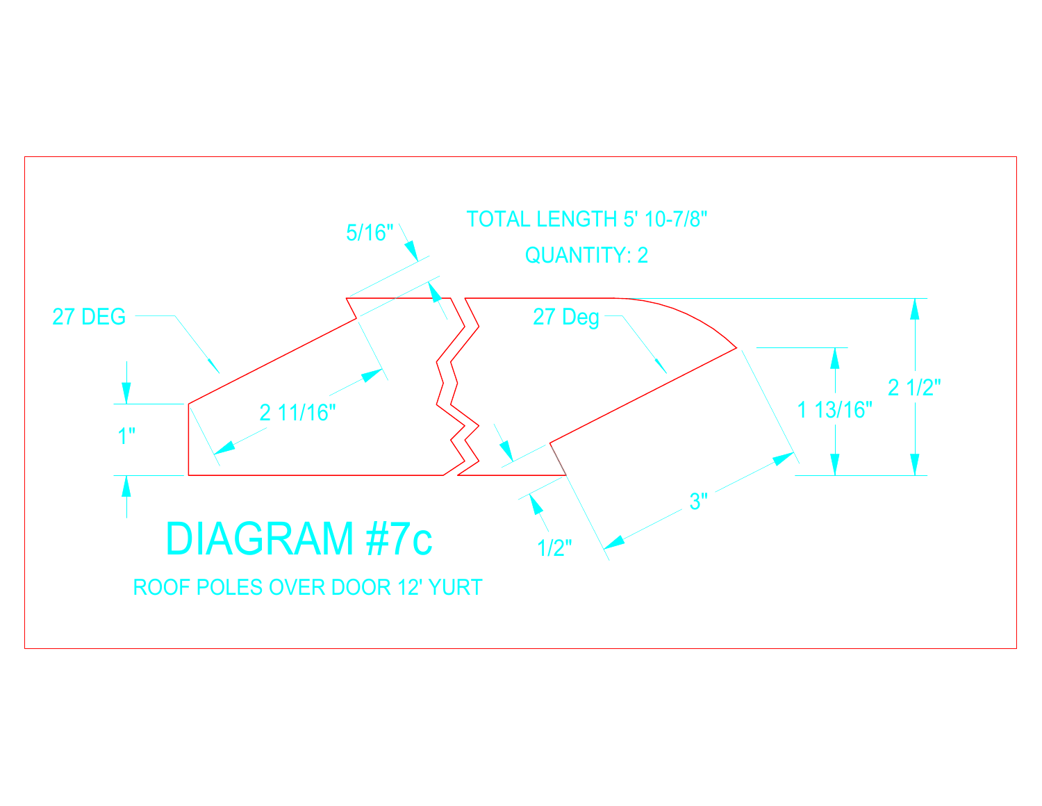TOTAL LENGTH 5' 10-7/8"

QUANTITY: 2

5/16"

27 DEG

27 Deg

1"

2 11/16"

1 13/16"

2 1/2"

3"

1/2"

# DIAGRAM #7c

ROOF POLES OVER DOOR 12' YURT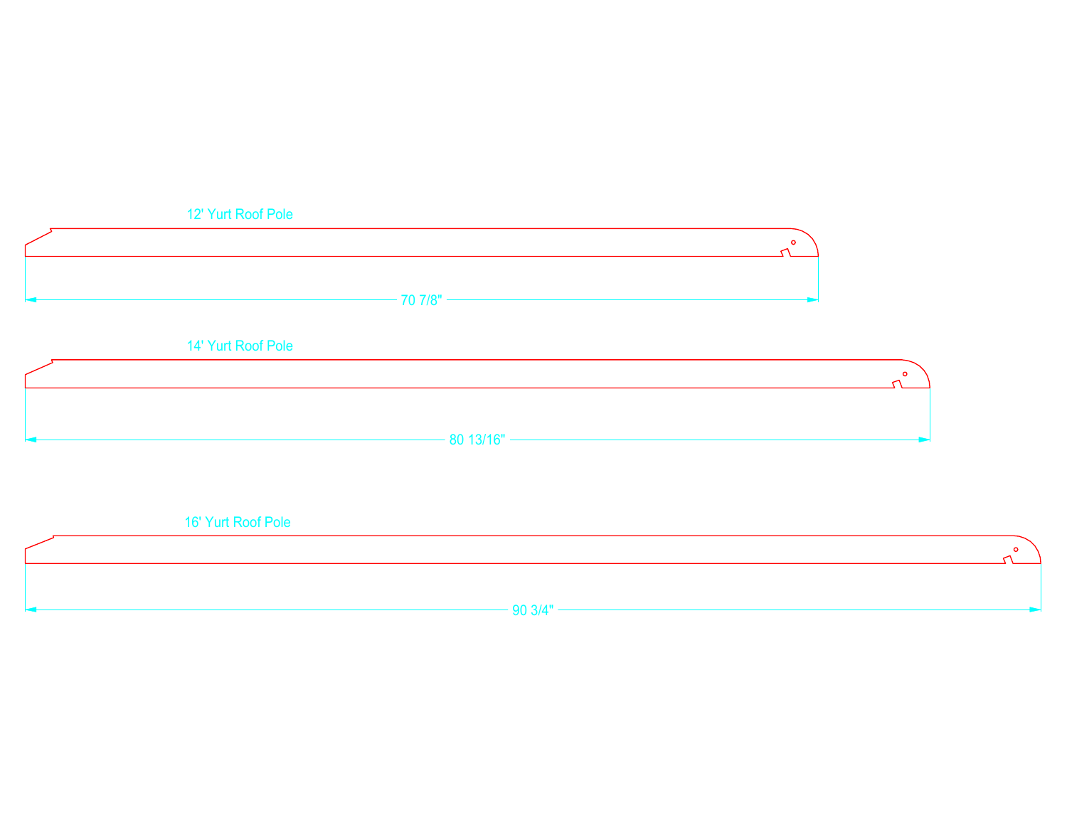12' Yurt Roof Pole

70 7/8"

14' Yurt Roof Pole

80 13/16"

16' Yurt Roof Pole

90 3/4"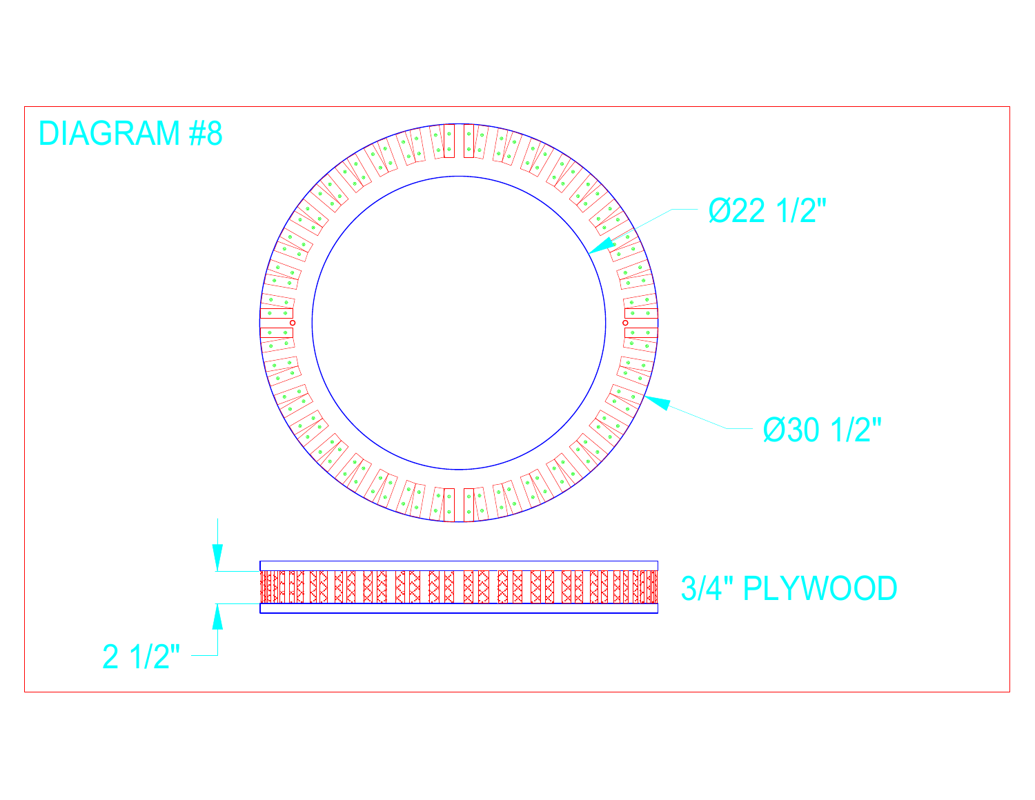# DIAGRAM #8

Ø22 1/2"

Ø30 1/2"

3/4" PLYWOOD

2 1/2"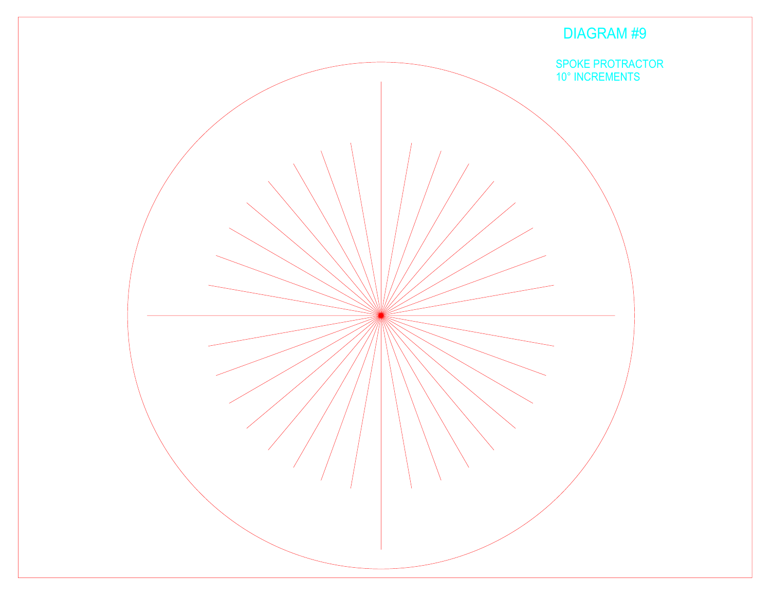# DIAGRAM #9

SPOKE PROTRACTOR
10° INCREMENTS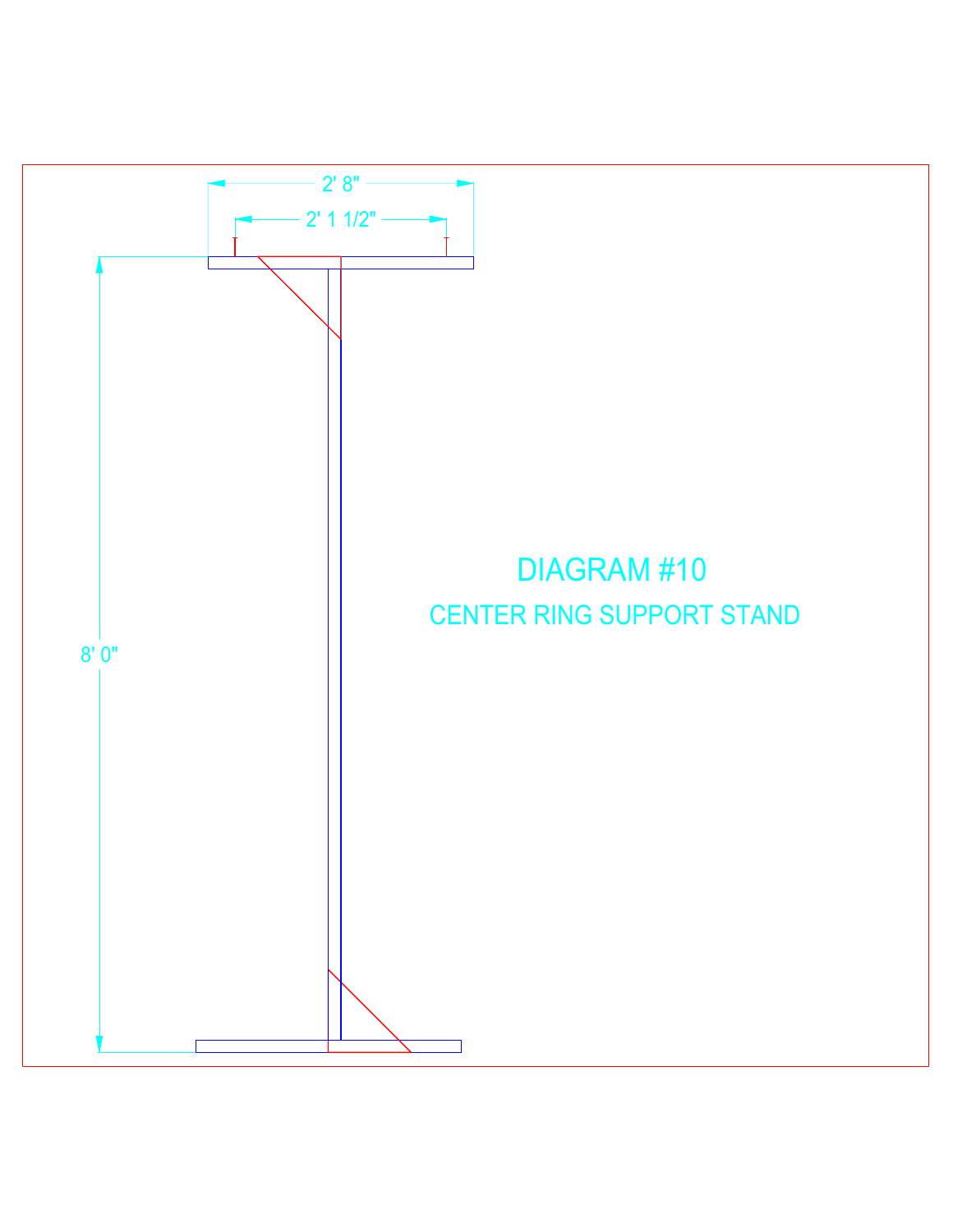2' 8"

2' 1 1/2"

8' 0"

DIAGRAM #10

CENTER RING SUPPORT STAND